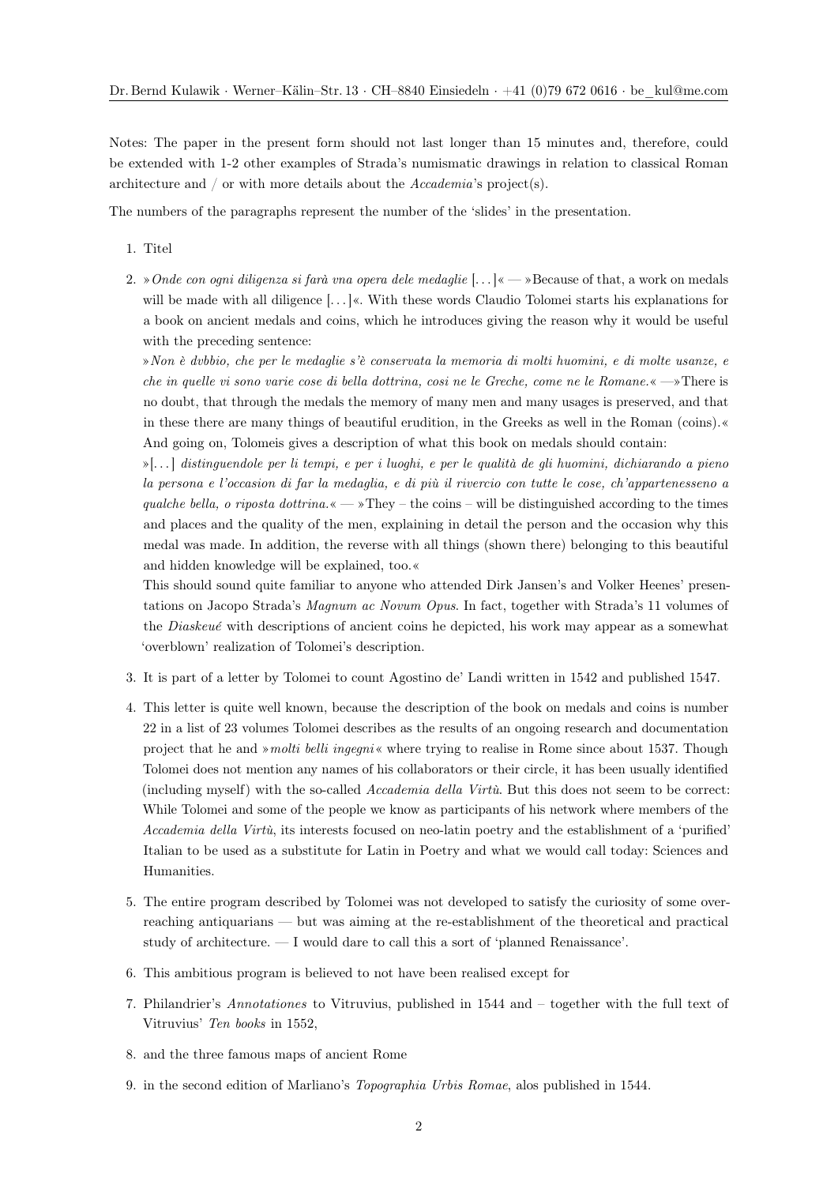Dr. Bernd Kulawik · Werner–Kälin–Str. 13 · CH–8840 Einsiedeln · +41 (0)79 672 0616 · be_kul@me.com

Notes: The paper in the present form should not last longer than 15 minutes and, therefore, could be extended with 1-2 other examples of Strada's numismatic drawings in relation to classical Roman architecture and / or with more details about the *Accademia*'s project(s).

The numbers of the paragraphs represent the number of the 'slides' in the presentation.

1. Titel
2. »*Onde con ogni diligenza si farà vna opera dele medaglie* [...]« — »Because of that, a work on medals will be made with all diligence [...]«. With these words Claudio Tolomei starts his explanations for a book on ancient medals and coins, which he introduces giving the reason why it would be useful with the preceding sentence:
   »*Non è dvbbio, che per le medaglie s'è conservata la memoria di molti huomini, e di molte usanze, e che in quelle vi sono varie cose di bella dottrina, cosi ne le Greche, come ne le Romane.*« —»There is no doubt, that through the medals the memory of many men and many usages is preserved, and that in these there are many things of beautiful erudition, in the Greeks as well in the Roman (coins).«
   And going on, Tolomeis gives a description of what this book on medals should contain:
   »[...] *distinguendole per li tempi, e per i luoghi, e per le qualità de gli huomini, dichiarando a pieno la persona e l'occasion di far la medaglia, e di più il rivercio con tutte le cose, ch'appartenesseno a qualche bella, o riposta dottrina.*« — »They – the coins – will be distinguished according to the times and places and the quality of the men, explaining in detail the person and the occasion why this medal was made. In addition, the reverse with all things (shown there) belonging to this beautiful and hidden knowledge will be explained, too.«
   This should sound quite familiar to anyone who attended Dirk Jansen's and Volker Heenes' presentations on Jacopo Strada's *Magnum ac Novum Opus*. In fact, together with Strada's 11 volumes of the *Diaskeué* with descriptions of ancient coins he depicted, his work may appear as a somewhat 'overblown' realization of Tolomei's description.
3. It is part of a letter by Tolomei to count Agostino de' Landi written in 1542 and published 1547.
4. This letter is quite well known, because the description of the book on medals and coins is number 22 in a list of 23 volumes Tolomei describes as the results of an ongoing research and documentation project that he and »*molti belli ingegni*« where trying to realise in Rome since about 1537. Though Tolomei does not mention any names of his collaborators or their circle, it has been usually identified (including myself) with the so-called *Accademia della Virtù*. But this does not seem to be correct: While Tolomei and some of the people we know as participants of his network where members of the *Accademia della Virtù*, its interests focused on neo-latin poetry and the establishment of a 'purified' Italian to be used as a substitute for Latin in Poetry and what we would call today: Sciences and Humanities.
5. The entire program described by Tolomei was not developed to satisfy the curiosity of some overreaching antiquarians — but was aiming at the re-establishment of the theoretical and practical study of architecture. — I would dare to call this a sort of 'planned Renaissance'.
6. This ambitious program is believed to not have been realised except for
7. Philandrier's *Annotationes* to Vitruvius, published in 1544 and – together with the full text of Vitruvius' *Ten books* in 1552,
8. and the three famous maps of ancient Rome
9. in the second edition of Marliano's *Topographia Urbis Romae*, alos published in 1544.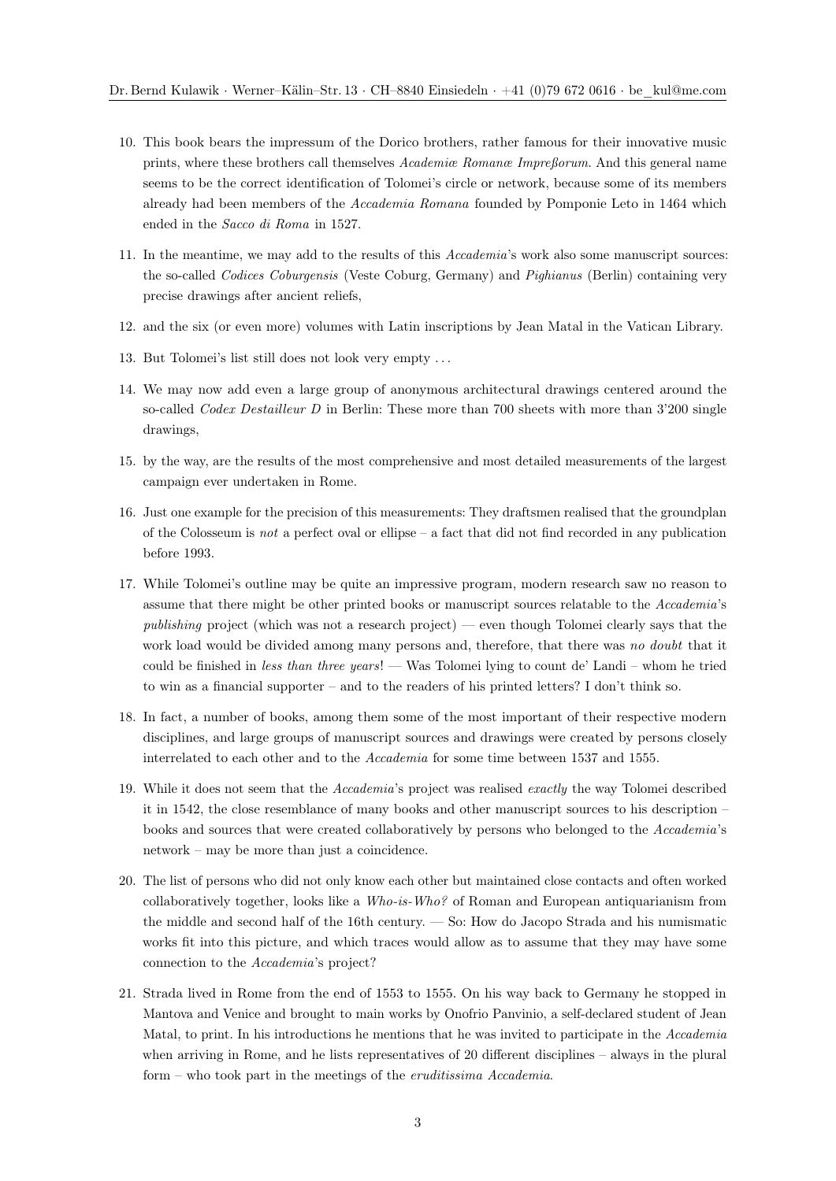10. This book bears the impressum of the Dorico brothers, rather famous for their innovative music prints, where these brothers call themselves *Academiæ Romanæ Impreßorum*. And this general name seems to be the correct identification of Tolomei's circle or network, because some of its members already had been members of the *Accademia Romana* founded by Pomponie Leto in 1464 which ended in the *Sacco di Roma* in 1527.

11. In the meantime, we may add to the results of this *Accademia*'s work also some manuscript sources: the so-called *Codices Coburgensis* (Veste Coburg, Germany) and *Pighianus* (Berlin) containing very precise drawings after ancient reliefs,

12. and the six (or even more) volumes with Latin inscriptions by Jean Matal in the Vatican Library.

13. But Tolomei's list still does not look very empty . . .

14. We may now add even a large group of anonymous architectural drawings centered around the so-called *Codex Destailleur D* in Berlin: These more than 700 sheets with more than 3'200 single drawings,

15. by the way, are the results of the most comprehensive and most detailed measurements of the largest campaign ever undertaken in Rome.

16. Just one example for the precision of this measurements: They draftsmen realised that the groundplan of the Colosseum is *not* a perfect oval or ellipse – a fact that did not find recorded in any publication before 1993.

17. While Tolomei's outline may be quite an impressive program, modern research saw no reason to assume that there might be other printed books or manuscript sources relatable to the *Accademia*'s *publishing* project (which was not a research project) — even though Tolomei clearly says that the work load would be divided among many persons and, therefore, that there was *no doubt* that it could be finished in *less than three years*! — Was Tolomei lying to count de' Landi – whom he tried to win as a financial supporter – and to the readers of his printed letters? I don't think so.

18. In fact, a number of books, among them some of the most important of their respective modern disciplines, and large groups of manuscript sources and drawings were created by persons closely interrelated to each other and to the *Accademia* for some time between 1537 and 1555.

19. While it does not seem that the *Accademia*'s project was realised *exactly* the way Tolomei described it in 1542, the close resemblance of many books and other manuscript sources to his description – books and sources that were created collaboratively by persons who belonged to the *Accademia*'s network – may be more than just a coincidence.

20. The list of persons who did not only know each other but maintained close contacts and often worked collaboratively together, looks like a *Who-is-Who?* of Roman and European antiquarianism from the middle and second half of the 16th century. — So: How do Jacopo Strada and his numismatic works fit into this picture, and which traces would allow as to assume that they may have some connection to the *Accademia*'s project?

21. Strada lived in Rome from the end of 1553 to 1555. On his way back to Germany he stopped in Mantova and Venice and brought to main works by Onofrio Panvinio, a self-declared student of Jean Matal, to print. In his introductions he mentions that he was invited to participate in the *Accademia* when arriving in Rome, and he lists representatives of 20 different disciplines – always in the plural form – who took part in the meetings of the *eruditissima Accademia*.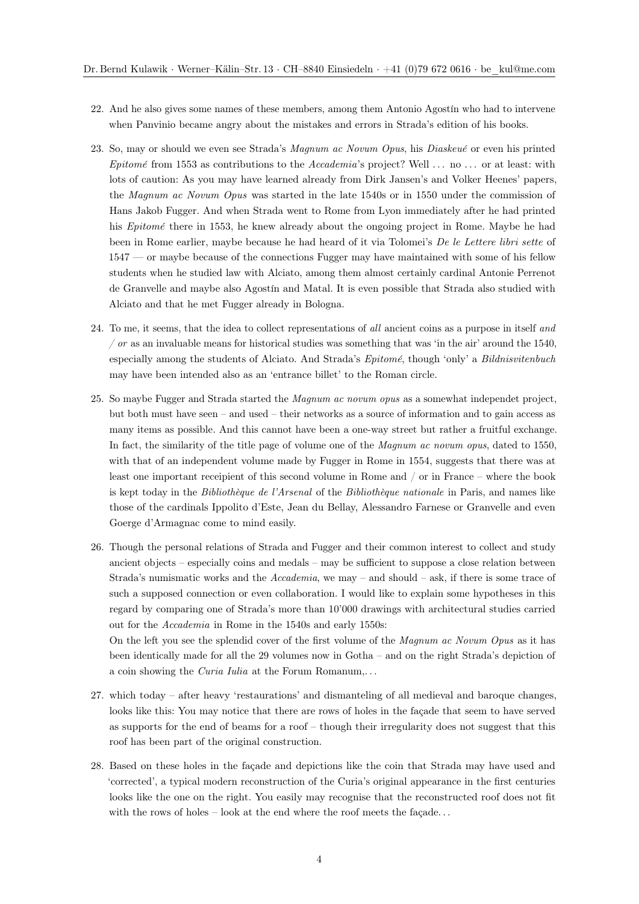22. And he also gives some names of these members, among them Antonio Agostín who had to intervene when Panvinio became angry about the mistakes and errors in Strada's edition of his books.

23. So, may or should we even see Strada's *Magnum ac Novum Opus*, his *Diaskeué* or even his printed *Epitomé* from 1553 as contributions to the *Accademia*'s project? Well ... no ... or at least: with lots of caution: As you may have learned already from Dirk Jansen's and Volker Heenes' papers, the *Magnum ac Novum Opus* was started in the late 1540s or in 1550 under the commission of Hans Jakob Fugger. And when Strada went to Rome from Lyon immediately after he had printed his *Epitomé* there in 1553, he knew already about the ongoing project in Rome. Maybe he had been in Rome earlier, maybe because he had heard of it via Tolomei's *De le Lettere libri sette* of 1547 — or maybe because of the connections Fugger may have maintained with some of his fellow students when he studied law with Alciato, among them almost certainly cardinal Antonie Perrenot de Granvelle and maybe also Agostín and Matal. It is even possible that Strada also studied with Alciato and that he met Fugger already in Bologna.

24. To me, it seems, that the idea to collect representations of *all* ancient coins as a purpose in itself *and / or* as an invaluable means for historical studies was something that was 'in the air' around the 1540, especially among the students of Alciato. And Strada's *Epitomé*, though 'only' a *Bildnisvitenbuch* may have been intended also as an 'entrance billet' to the Roman circle.

25. So maybe Fugger and Strada started the *Magnum ac novum opus* as a somewhat independet project, but both must have seen – and used – their networks as a source of information and to gain access as many items as possible. And this cannot have been a one-way street but rather a fruitful exchange. In fact, the similarity of the title page of volume one of the *Magnum ac novum opus*, dated to 1550, with that of an independent volume made by Fugger in Rome in 1554, suggests that there was at least one important receipient of this second volume in Rome and / or in France – where the book is kept today in the *Bibliothèque de l'Arsenal* of the *Bibliothèque nationale* in Paris, and names like those of the cardinals Ippolito d'Este, Jean du Bellay, Alessandro Farnese or Granvelle and even Goerge d'Armagnac come to mind easily.

26. Though the personal relations of Strada and Fugger and their common interest to collect and study ancient objects – especially coins and medals – may be sufficient to suppose a close relation between Strada's numismatic works and the *Accademia*, we may – and should – ask, if there is some trace of such a supposed connection or even collaboration. I would like to explain some hypotheses in this regard by comparing one of Strada's more than 10'000 drawings with architectural studies carried out for the *Accademia* in Rome in the 1540s and early 1550s:
On the left you see the splendid cover of the first volume of the *Magnum ac Novum Opus* as it has been identically made for all the 29 volumes now in Gotha – and on the right Strada's depiction of a coin showing the *Curia Iulia* at the Forum Romanum,...

27. which today – after heavy 'restaurations' and dismanteling of all medieval and baroque changes, looks like this: You may notice that there are rows of holes in the façade that seem to have served as supports for the end of beams for a roof – though their irregularity does not suggest that this roof has been part of the original construction.

28. Based on these holes in the façade and depictions like the coin that Strada may have used and 'corrected', a typical modern reconstruction of the Curia's original appearance in the first centuries looks like the one on the right. You easily may recognise that the reconstructed roof does not fit with the rows of holes – look at the end where the roof meets the façade...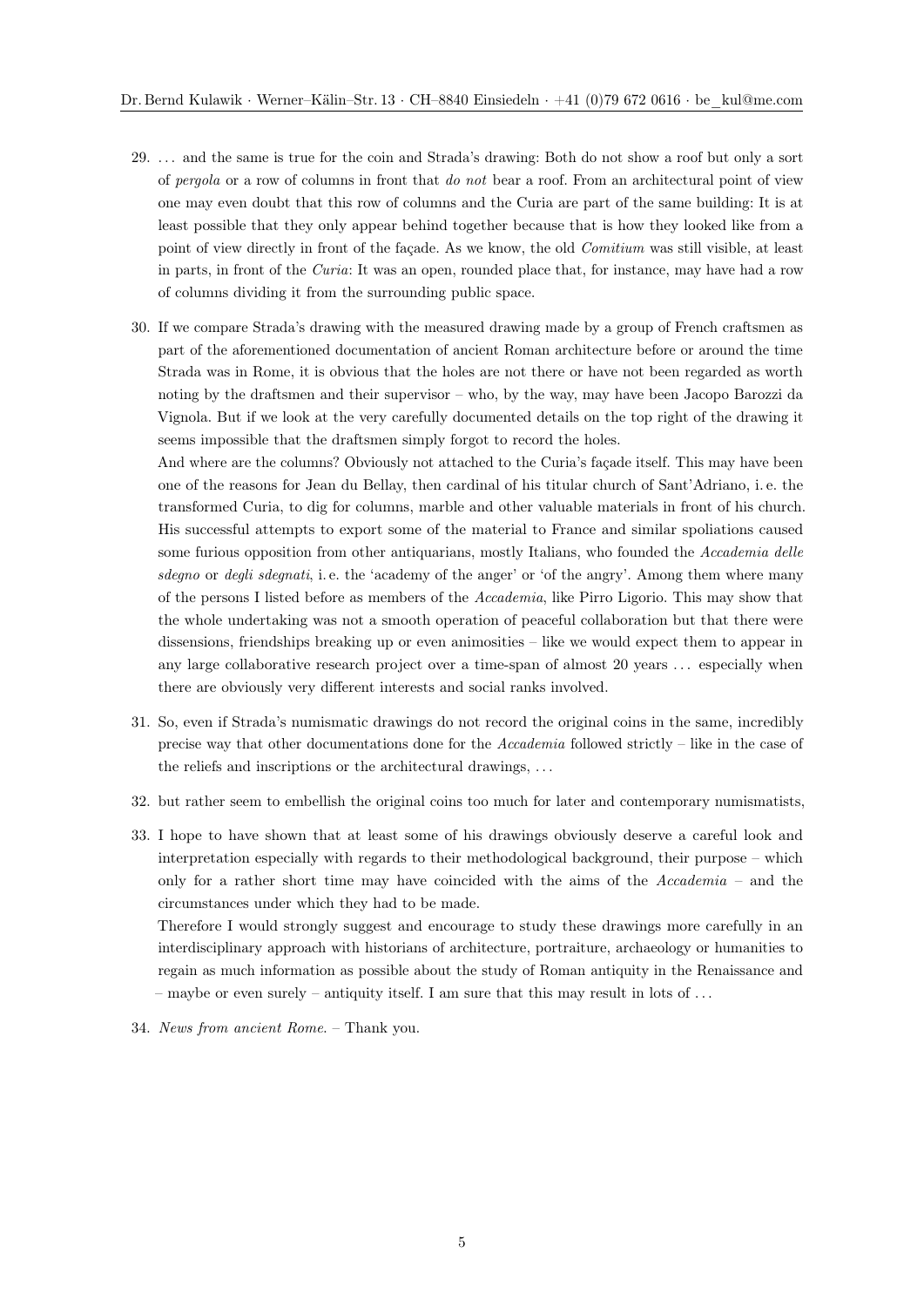29. … and the same is true for the coin and Strada's drawing: Both do not show a roof but only a sort of *pergola* or a row of columns in front that *do not* bear a roof. From an architectural point of view one may even doubt that this row of columns and the Curia are part of the same building: It is at least possible that they only appear behind together because that is how they looked like from a point of view directly in front of the façade. As we know, the old *Comitium* was still visible, at least in parts, in front of the *Curia*: It was an open, rounded place that, for instance, may have had a row of columns dividing it from the surrounding public space.

30. If we compare Strada's drawing with the measured drawing made by a group of French craftsmen as part of the aforementioned documentation of ancient Roman architecture before or around the time Strada was in Rome, it is obvious that the holes are not there or have not been regarded as worth noting by the draftsmen and their supervisor – who, by the way, may have been Jacopo Barozzi da Vignola. But if we look at the very carefully documented details on the top right of the drawing it seems impossible that the draftsmen simply forgot to record the holes.

    And where are the columns? Obviously not attached to the Curia's façade itself. This may have been one of the reasons for Jean du Bellay, then cardinal of his titular church of Sant'Adriano, i. e. the transformed Curia, to dig for columns, marble and other valuable materials in front of his church. His successful attempts to export some of the material to France and similar spoliations caused some furious opposition from other antiquarians, mostly Italians, who founded the *Accademia delle sdegno* or *degli sdegnati*, i. e. the 'academy of the anger' or 'of the angry'. Among them where many of the persons I listed before as members of the *Accademia*, like Pirro Ligorio. This may show that the whole undertaking was not a smooth operation of peaceful collaboration but that there were dissensions, friendships breaking up or even animosities – like we would expect them to appear in any large collaborative research project over a time-span of almost 20 years … especially when there are obviously very different interests and social ranks involved.

31. So, even if Strada's numismatic drawings do not record the original coins in the same, incredibly precise way that other documentations done for the *Accademia* followed strictly – like in the case of the reliefs and inscriptions or the architectural drawings, …

32. but rather seem to embellish the original coins too much for later and contemporary numismatists,

33. I hope to have shown that at least some of his drawings obviously deserve a careful look and interpretation especially with regards to their methodological background, their purpose – which only for a rather short time may have coincided with the aims of the *Accademia* – and the circumstances under which they had to be made.

    Therefore I would strongly suggest and encourage to study these drawings more carefully in an interdisciplinary approach with historians of architecture, portraiture, archaeology or humanities to regain as much information as possible about the study of Roman antiquity in the Renaissance and – maybe or even surely – antiquity itself. I am sure that this may result in lots of …

34. *News from ancient Rome.* – Thank you.